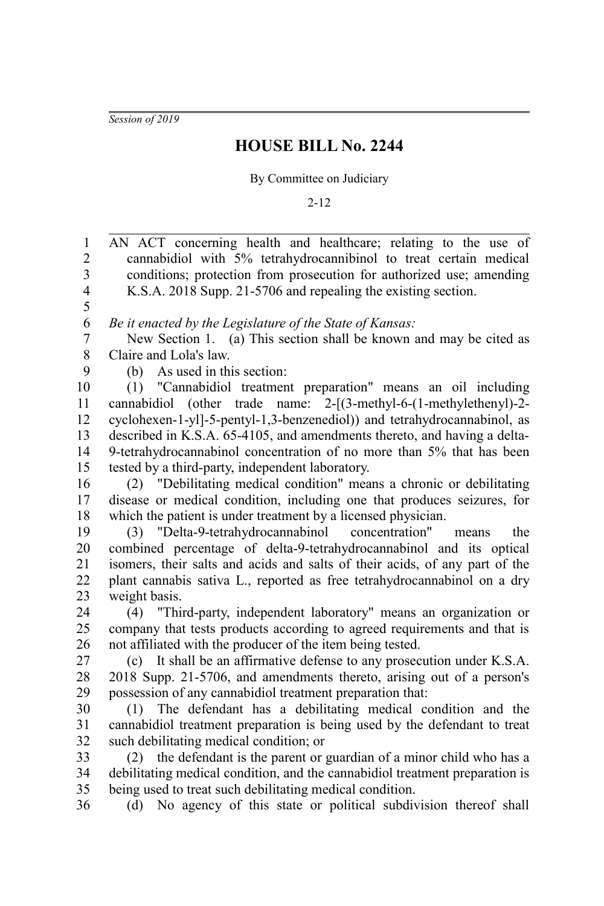*Session of 2019*

# HOUSE BILL No. 2244

By Committee on Judiciary

2-12

AN ACT concerning health and healthcare; relating to the use of cannabidiol with 5% tetrahydrocannibinol to treat certain medical conditions; protection from prosecution for authorized use; amending K.S.A. 2018 Supp. 21-5706 and repealing the existing section.

*Be it enacted by the Legislature of the State of Kansas:*

New Section 1. (a) This section shall be known and may be cited as Claire and Lola's law.

(b) As used in this section:

(1) "Cannabidiol treatment preparation" means an oil including cannabidiol (other trade name: 2-[(3-methyl-6-(1-methylethenyl)-2-cyclohexen-1-yl]-5-pentyl-1,3-benzenediol)) and tetrahydrocannabinol, as described in K.S.A. 65-4105, and amendments thereto, and having a delta-9-tetrahydrocannabinol concentration of no more than 5% that has been tested by a third-party, independent laboratory.

(2) "Debilitating medical condition" means a chronic or debilitating disease or medical condition, including one that produces seizures, for which the patient is under treatment by a licensed physician.

(3) "Delta-9-tetrahydrocannabinol concentration" means the combined percentage of delta-9-tetrahydrocannabinol and its optical isomers, their salts and acids and salts of their acids, of any part of the plant cannabis sativa L., reported as free tetrahydrocannabinol on a dry weight basis.

(4) "Third-party, independent laboratory" means an organization or company that tests products according to agreed requirements and that is not affiliated with the producer of the item being tested.

(c) It shall be an affirmative defense to any prosecution under K.S.A. 2018 Supp. 21-5706, and amendments thereto, arising out of a person's possession of any cannabidiol treatment preparation that:

(1) The defendant has a debilitating medical condition and the cannabidiol treatment preparation is being used by the defendant to treat such debilitating medical condition; or

(2) the defendant is the parent or guardian of a minor child who has a debilitating medical condition, and the cannabidiol treatment preparation is being used to treat such debilitating medical condition.

(d) No agency of this state or political subdivision thereof shall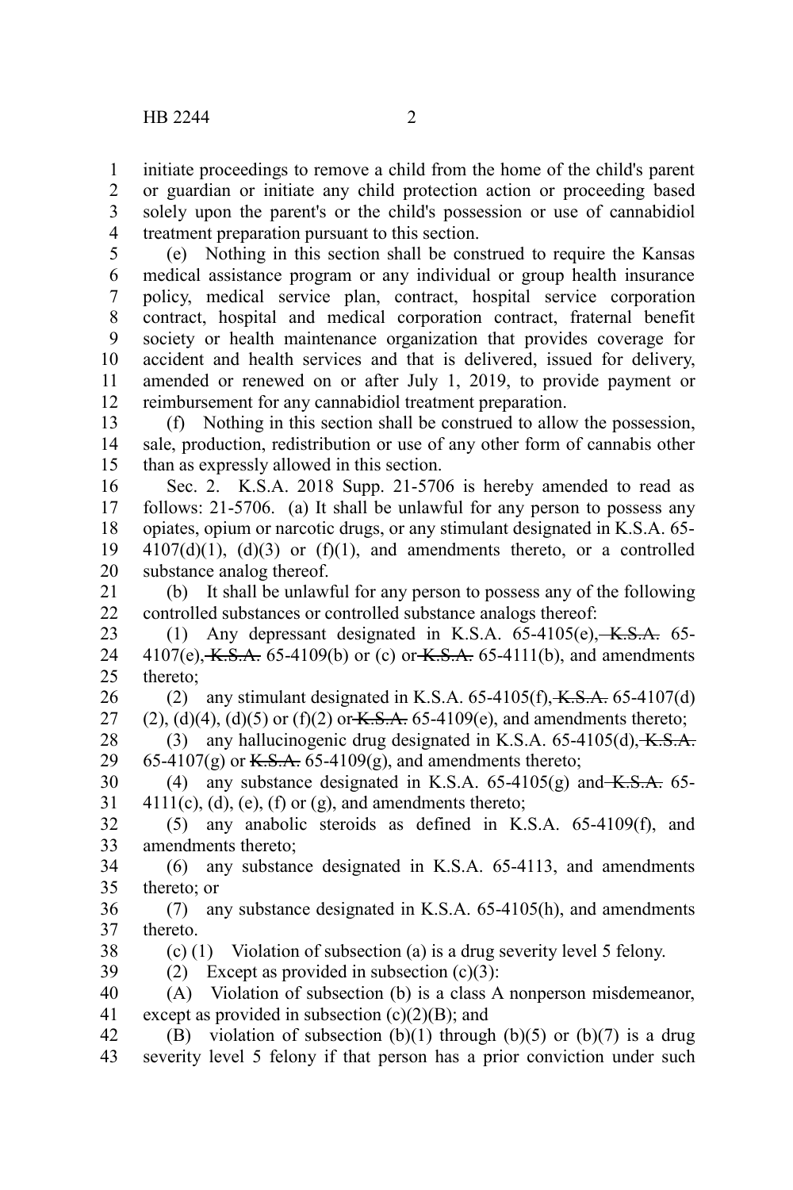initiate proceedings to remove a child from the home of the child's parent or guardian or initiate any child protection action or proceeding based solely upon the parent's or the child's possession or use of cannabidiol treatment preparation pursuant to this section.

(e) Nothing in this section shall be construed to require the Kansas medical assistance program or any individual or group health insurance policy, medical service plan, contract, hospital service corporation contract, hospital and medical corporation contract, fraternal benefit society or health maintenance organization that provides coverage for accident and health services and that is delivered, issued for delivery, amended or renewed on or after July 1, 2019, to provide payment or reimbursement for any cannabidiol treatment preparation.

(f) Nothing in this section shall be construed to allow the possession, sale, production, redistribution or use of any other form of cannabis other than as expressly allowed in this section.

Sec. 2. K.S.A. 2018 Supp. 21-5706 is hereby amended to read as follows: 21-5706. (a) It shall be unlawful for any person to possess any opiates, opium or narcotic drugs, or any stimulant designated in K.S.A. 65-4107(d)(1), (d)(3) or (f)(1), and amendments thereto, or a controlled substance analog thereof.

(b) It shall be unlawful for any person to possess any of the following controlled substances or controlled substance analogs thereof:

(1) Any depressant designated in K.S.A. 65-4105(e), ~~K.S.A.~~ 65-4107(e), ~~K.S.A.~~ 65-4109(b) or (c) or ~~K.S.A.~~ 65-4111(b), and amendments thereto;

(2) any stimulant designated in K.S.A. 65-4105(f), ~~K.S.A.~~ 65-4107(d)(2), (d)(4), (d)(5) or (f)(2) or ~~K.S.A.~~ 65-4109(e), and amendments thereto;

(3) any hallucinogenic drug designated in K.S.A. 65-4105(d), ~~K.S.A.~~ 65-4107(g) or ~~K.S.A.~~ 65-4109(g), and amendments thereto;

(4) any substance designated in K.S.A. 65-4105(g) and ~~K.S.A.~~ 65-4111(c), (d), (e), (f) or (g), and amendments thereto;

(5) any anabolic steroids as defined in K.S.A. 65-4109(f), and amendments thereto;

(6) any substance designated in K.S.A. 65-4113, and amendments thereto; or

(7) any substance designated in K.S.A. 65-4105(h), and amendments thereto.

(c) (1) Violation of subsection (a) is a drug severity level 5 felony.

(2) Except as provided in subsection (c)(3):

(A) Violation of subsection (b) is a class A nonperson misdemeanor, except as provided in subsection (c)(2)(B); and

(B) violation of subsection (b)(1) through (b)(5) or (b)(7) is a drug severity level 5 felony if that person has a prior conviction under such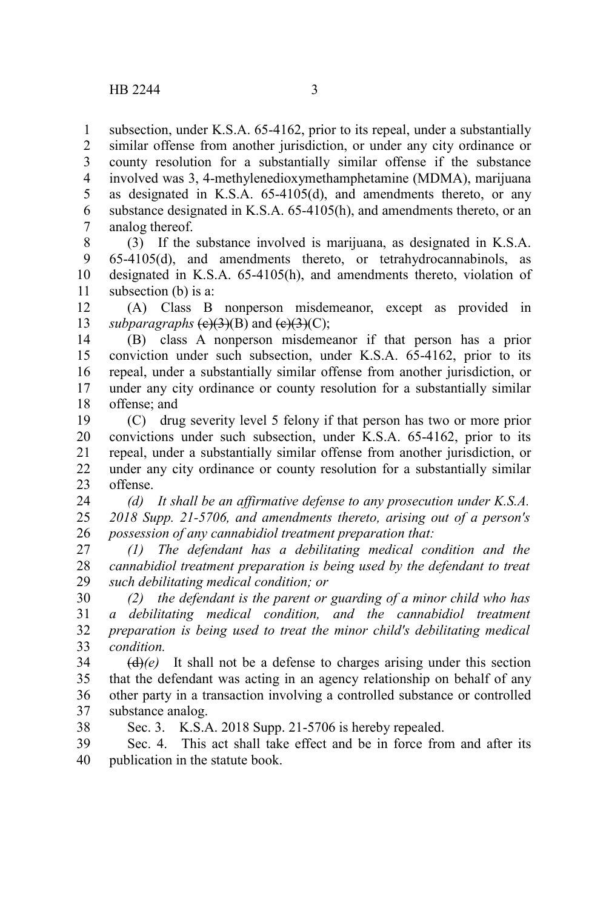subsection, under K.S.A. 65-4162, prior to its repeal, under a substantially similar offense from another jurisdiction, or under any city ordinance or county resolution for a substantially similar offense if the substance involved was 3, 4-methylenedioxymethamphetamine (MDMA), marijuana as designated in K.S.A. 65-4105(d), and amendments thereto, or any substance designated in K.S.A. 65-4105(h), and amendments thereto, or an analog thereof.

(3) If the substance involved is marijuana, as designated in K.S.A. 65-4105(d), and amendments thereto, or tetrahydrocannabinols, as designated in K.S.A. 65-4105(h), and amendments thereto, violation of subsection (b) is a:

(A) Class B nonperson misdemeanor, except as provided in *subparagraphs* ~~(c)(3)~~(B) and ~~(c)(3)~~(C);

(B) class A nonperson misdemeanor if that person has a prior conviction under such subsection, under K.S.A. 65-4162, prior to its repeal, under a substantially similar offense from another jurisdiction, or under any city ordinance or county resolution for a substantially similar offense; and

(C) drug severity level 5 felony if that person has two or more prior convictions under such subsection, under K.S.A. 65-4162, prior to its repeal, under a substantially similar offense from another jurisdiction, or under any city ordinance or county resolution for a substantially similar offense.

*(d) It shall be an affirmative defense to any prosecution under K.S.A. 2018 Supp. 21-5706, and amendments thereto, arising out of a person's possession of any cannabidiol treatment preparation that:*

*(1) The defendant has a debilitating medical condition and the cannabidiol treatment preparation is being used by the defendant to treat such debilitating medical condition; or*

*(2) the defendant is the parent or guarding of a minor child who has a debilitating medical condition, and the cannabidiol treatment preparation is being used to treat the minor child's debilitating medical condition.*

~~(d)~~*(e)* It shall not be a defense to charges arising under this section that the defendant was acting in an agency relationship on behalf of any other party in a transaction involving a controlled substance or controlled substance analog.

Sec. 3. K.S.A. 2018 Supp. 21-5706 is hereby repealed.

Sec. 4. This act shall take effect and be in force from and after its publication in the statute book.